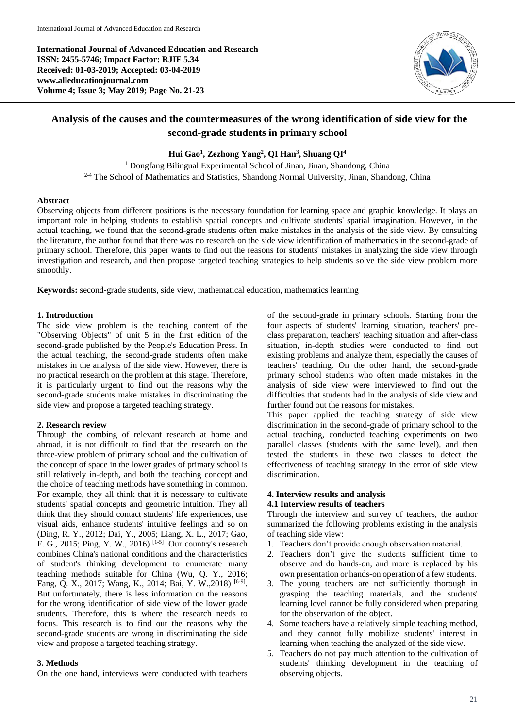**International Journal of Advanced Education and Research**
**ISSN: 2455-5746; Impact Factor: RJIF 5.34**
**Received: 01-03-2019; Accepted: 03-04-2019**
**www.alleducationjournal.com**
**Volume 4; Issue 3; May 2019; Page No. 21-23**

# Analysis of the causes and the countermeasures of the wrong identification of side view for the second-grade students in primary school

**Hui Gao[1], Zezhong Yang[2], QI Han[3], Shuang QI[4]**

[1] Dongfang Bilingual Experimental School of Jinan, Jinan, Shandong, China
[2-4] The School of Mathematics and Statistics, Shandong Normal University, Jinan, Shandong, China

## Abstract

Observing objects from different positions is the necessary foundation for learning space and graphic knowledge. It plays an important role in helping students to establish spatial concepts and cultivate students' spatial imagination. However, in the actual teaching, we found that the second-grade students often make mistakes in the analysis of the side view. By consulting the literature, the author found that there was no research on the side view identification of mathematics in the second-grade of primary school. Therefore, this paper wants to find out the reasons for students' mistakes in analyzing the side view through investigation and research, and then propose targeted teaching strategies to help students solve the side view problem more smoothly.

**Keywords:** second-grade students, side view, mathematical education, mathematics learning

## 1. Introduction

The side view problem is the teaching content of the "Observing Objects" of unit 5 in the first edition of the second-grade published by the People's Education Press. In the actual teaching, the second-grade students often make mistakes in the analysis of the side view. However, there is no practical research on the problem at this stage. Therefore, it is particularly urgent to find out the reasons why the second-grade students make mistakes in discriminating the side view and propose a targeted teaching strategy.

## 2. Research review

Through the combing of relevant research at home and abroad, it is not difficult to find that the research on the three-view problem of primary school and the cultivation of the concept of space in the lower grades of primary school is still relatively in-depth, and both the teaching concept and the choice of teaching methods have something in common. For example, they all think that it is necessary to cultivate students' spatial concepts and geometric intuition. They all think that they should contact students' life experiences, use visual aids, enhance students' intuitive feelings and so on (Ding, R. Y., 2012; Dai, Y., 2005; Liang, X. L., 2017; Gao, F. G., 2015; Ping, Y. W., 2016) [1-5]. Our country's research combines China's national conditions and the characteristics of student's thinking development to enumerate many teaching methods suitable for China (Wu, Q. Y., 2016; Fang, Q. X., 2017; Wang, K., 2014; Bai, Y. W.,2018) [6-9]. But unfortunately, there is less information on the reasons for the wrong identification of side view of the lower grade students. Therefore, this is where the research needs to focus. This research is to find out the reasons why the second-grade students are wrong in discriminating the side view and propose a targeted teaching strategy.

## 3. Methods

On the one hand, interviews were conducted with teachers of the second-grade in primary schools. Starting from the four aspects of students' learning situation, teachers' pre-class preparation, teachers' teaching situation and after-class situation, in-depth studies were conducted to find out existing problems and analyze them, especially the causes of teachers' teaching. On the other hand, the second-grade primary school students who often made mistakes in the analysis of side view were interviewed to find out the difficulties that students had in the analysis of side view and further found out the reasons for mistakes.

This paper applied the teaching strategy of side view discrimination in the second-grade of primary school to the actual teaching, conducted teaching experiments on two parallel classes (students with the same level), and then tested the students in these two classes to detect the effectiveness of teaching strategy in the error of side view discrimination.

## 4. Interview results and analysis

### 4.1 Interview results of teachers

Through the interview and survey of teachers, the author summarized the following problems existing in the analysis of teaching side view:

1. Teachers don't provide enough observation material.
2. Teachers don't give the students sufficient time to observe and do hands-on, and more is replaced by his own presentation or hands-on operation of a few students.
3. The young teachers are not sufficiently thorough in grasping the teaching materials, and the students' learning level cannot be fully considered when preparing for the observation of the object.
4. Some teachers have a relatively simple teaching method, and they cannot fully mobilize students' interest in learning when teaching the analyzed of the side view.
5. Teachers do not pay much attention to the cultivation of students' thinking development in the teaching of observing objects.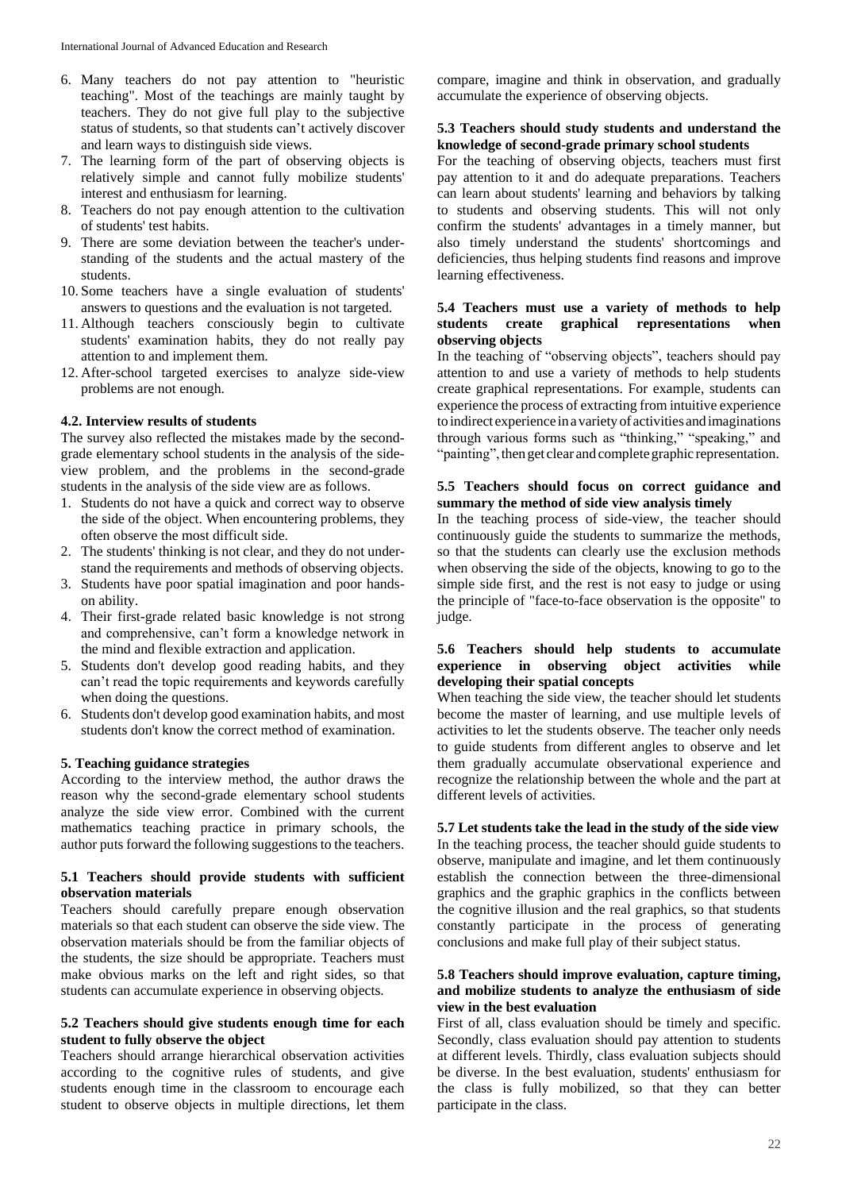6. Many teachers do not pay attention to "heuristic teaching". Most of the teachings are mainly taught by teachers. They do not give full play to the subjective status of students, so that students can't actively discover and learn ways to distinguish side views.
7. The learning form of the part of observing objects is relatively simple and cannot fully mobilize students' interest and enthusiasm for learning.
8. Teachers do not pay enough attention to the cultivation of students' test habits.
9. There are some deviation between the teacher's understanding of the students and the actual mastery of the students.
10. Some teachers have a single evaluation of students' answers to questions and the evaluation is not targeted.
11. Although teachers consciously begin to cultivate students' examination habits, they do not really pay attention to and implement them.
12. After-school targeted exercises to analyze side-view problems are not enough.

### 4.2. Interview results of students

The survey also reflected the mistakes made by the second-grade elementary school students in the analysis of the side-view problem, and the problems in the second-grade students in the analysis of the side view are as follows.

1. Students do not have a quick and correct way to observe the side of the object. When encountering problems, they often observe the most difficult side.
2. The students' thinking is not clear, and they do not understand the requirements and methods of observing objects.
3. Students have poor spatial imagination and poor hands-on ability.
4. Their first-grade related basic knowledge is not strong and comprehensive, can't form a knowledge network in the mind and flexible extraction and application.
5. Students don't develop good reading habits, and they can't read the topic requirements and keywords carefully when doing the questions.
6. Students don't develop good examination habits, and most students don't know the correct method of examination.

## 5. Teaching guidance strategies

According to the interview method, the author draws the reason why the second-grade elementary school students analyze the side view error. Combined with the current mathematics teaching practice in primary schools, the author puts forward the following suggestions to the teachers.

### 5.1 Teachers should provide students with sufficient observation materials

Teachers should carefully prepare enough observation materials so that each student can observe the side view. The observation materials should be from the familiar objects of the students, the size should be appropriate. Teachers must make obvious marks on the left and right sides, so that students can accumulate experience in observing objects.

### 5.2 Teachers should give students enough time for each student to fully observe the object

Teachers should arrange hierarchical observation activities according to the cognitive rules of students, and give students enough time in the classroom to encourage each student to observe objects in multiple directions, let them compare, imagine and think in observation, and gradually accumulate the experience of observing objects.

### 5.3 Teachers should study students and understand the knowledge of second-grade primary school students

For the teaching of observing objects, teachers must first pay attention to it and do adequate preparations. Teachers can learn about students' learning and behaviors by talking to students and observing students. This will not only confirm the students' advantages in a timely manner, but also timely understand the students' shortcomings and deficiencies, thus helping students find reasons and improve learning effectiveness.

### 5.4 Teachers must use a variety of methods to help students create graphical representations when observing objects

In the teaching of "observing objects", teachers should pay attention to and use a variety of methods to help students create graphical representations. For example, students can experience the process of extracting from intuitive experience to indirect experience in a variety of activities and imaginations through various forms such as "thinking," "speaking," and "painting", then get clear and complete graphic representation.

### 5.5 Teachers should focus on correct guidance and summary the method of side view analysis timely

In the teaching process of side-view, the teacher should continuously guide the students to summarize the methods, so that the students can clearly use the exclusion methods when observing the side of the objects, knowing to go to the simple side first, and the rest is not easy to judge or using the principle of "face-to-face observation is the opposite" to judge.

### 5.6 Teachers should help students to accumulate experience in observing object activities while developing their spatial concepts

When teaching the side view, the teacher should let students become the master of learning, and use multiple levels of activities to let the students observe. The teacher only needs to guide students from different angles to observe and let them gradually accumulate observational experience and recognize the relationship between the whole and the part at different levels of activities.

### 5.7 Let students take the lead in the study of the side view

In the teaching process, the teacher should guide students to observe, manipulate and imagine, and let them continuously establish the connection between the three-dimensional graphics and the graphic graphics in the conflicts between the cognitive illusion and the real graphics, so that students constantly participate in the process of generating conclusions and make full play of their subject status.

### 5.8 Teachers should improve evaluation, capture timing, and mobilize students to analyze the enthusiasm of side view in the best evaluation

First of all, class evaluation should be timely and specific. Secondly, class evaluation should pay attention to students at different levels. Thirdly, class evaluation subjects should be diverse. In the best evaluation, students' enthusiasm for the class is fully mobilized, so that they can better participate in the class.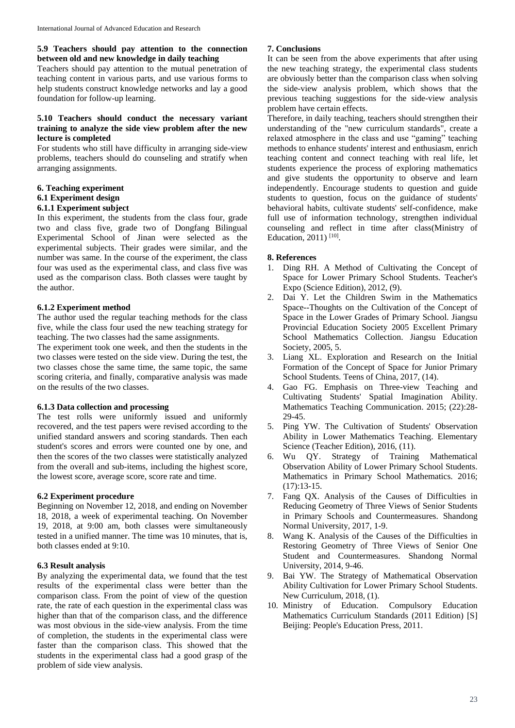**5.9 Teachers should pay attention to the connection between old and new knowledge in daily teaching**

Teachers should pay attention to the mutual penetration of teaching content in various parts, and use various forms to help students construct knowledge networks and lay a good foundation for follow-up learning.

**5.10 Teachers should conduct the necessary variant training to analyze the side view problem after the new lecture is completed**

For students who still have difficulty in arranging side-view problems, teachers should do counseling and stratify when arranging assignments.

## 6. Teaching experiment

### 6.1 Experiment design

#### 6.1.1 Experiment subject

In this experiment, the students from the class four, grade two and class five, grade two of Dongfang Bilingual Experimental School of Jinan were selected as the experimental subjects. Their grades were similar, and the number was same. In the course of the experiment, the class four was used as the experimental class, and class five was used as the comparison class. Both classes were taught by the author.

#### 6.1.2 Experiment method

The author used the regular teaching methods for the class five, while the class four used the new teaching strategy for teaching. The two classes had the same assignments.

The experiment took one week, and then the students in the two classes were tested on the side view. During the test, the two classes chose the same time, the same topic, the same scoring criteria, and finally, comparative analysis was made on the results of the two classes.

#### 6.1.3 Data collection and processing

The test rolls were uniformly issued and uniformly recovered, and the test papers were revised according to the unified standard answers and scoring standards. Then each student's scores and errors were counted one by one, and then the scores of the two classes were statistically analyzed from the overall and sub-items, including the highest score, the lowest score, average score, score rate and time.

### 6.2 Experiment procedure

Beginning on November 12, 2018, and ending on November 18, 2018, a week of experimental teaching. On November 19, 2018, at 9:00 am, both classes were simultaneously tested in a unified manner. The time was 10 minutes, that is, both classes ended at 9:10.

### 6.3 Result analysis

By analyzing the experimental data, we found that the test results of the experimental class were better than the comparison class. From the point of view of the question rate, the rate of each question in the experimental class was higher than that of the comparison class, and the difference was most obvious in the side-view analysis. From the time of completion, the students in the experimental class were faster than the comparison class. This showed that the students in the experimental class had a good grasp of the problem of side view analysis.

## 7. Conclusions

It can be seen from the above experiments that after using the new teaching strategy, the experimental class students are obviously better than the comparison class when solving the side-view analysis problem, which shows that the previous teaching suggestions for the side-view analysis problem have certain effects.

Therefore, in daily teaching, teachers should strengthen their understanding of the "new curriculum standards", create a relaxed atmosphere in the class and use "gaming" teaching methods to enhance students' interest and enthusiasm, enrich teaching content and connect teaching with real life, let students experience the process of exploring mathematics and give students the opportunity to observe and learn independently. Encourage students to question and guide students to question, focus on the guidance of students' behavioral habits, cultivate students' self-confidence, make full use of information technology, strengthen individual counseling and reflect in time after class(Ministry of Education, 2011) [10].

## 8. References

1. Ding RH. A Method of Cultivating the Concept of Space for Lower Primary School Students. Teacher's Expo (Science Edition), 2012, (9).
2. Dai Y. Let the Children Swim in the Mathematics Space--Thoughts on the Cultivation of the Concept of Space in the Lower Grades of Primary School. Jiangsu Provincial Education Society 2005 Excellent Primary School Mathematics Collection. Jiangsu Education Society, 2005, 5.
3. Liang XL. Exploration and Research on the Initial Formation of the Concept of Space for Junior Primary School Students. Teens of China, 2017, (14).
4. Gao FG. Emphasis on Three-view Teaching and Cultivating Students' Spatial Imagination Ability. Mathematics Teaching Communication. 2015; (22):28-29-45.
5. Ping YW. The Cultivation of Students' Observation Ability in Lower Mathematics Teaching. Elementary Science (Teacher Edition), 2016, (11).
6. Wu QY. Strategy of Training Mathematical Observation Ability of Lower Primary School Students. Mathematics in Primary School Mathematics. 2016; (17):13-15.
7. Fang QX. Analysis of the Causes of Difficulties in Reducing Geometry of Three Views of Senior Students in Primary Schools and Countermeasures. Shandong Normal University, 2017, 1-9.
8. Wang K. Analysis of the Causes of the Difficulties in Restoring Geometry of Three Views of Senior One Student and Countermeasures. Shandong Normal University, 2014, 9-46.
9. Bai YW. The Strategy of Mathematical Observation Ability Cultivation for Lower Primary School Students. New Curriculum, 2018, (1).
10. Ministry of Education. Compulsory Education Mathematics Curriculum Standards (2011 Edition) [S] Beijing: People's Education Press, 2011.